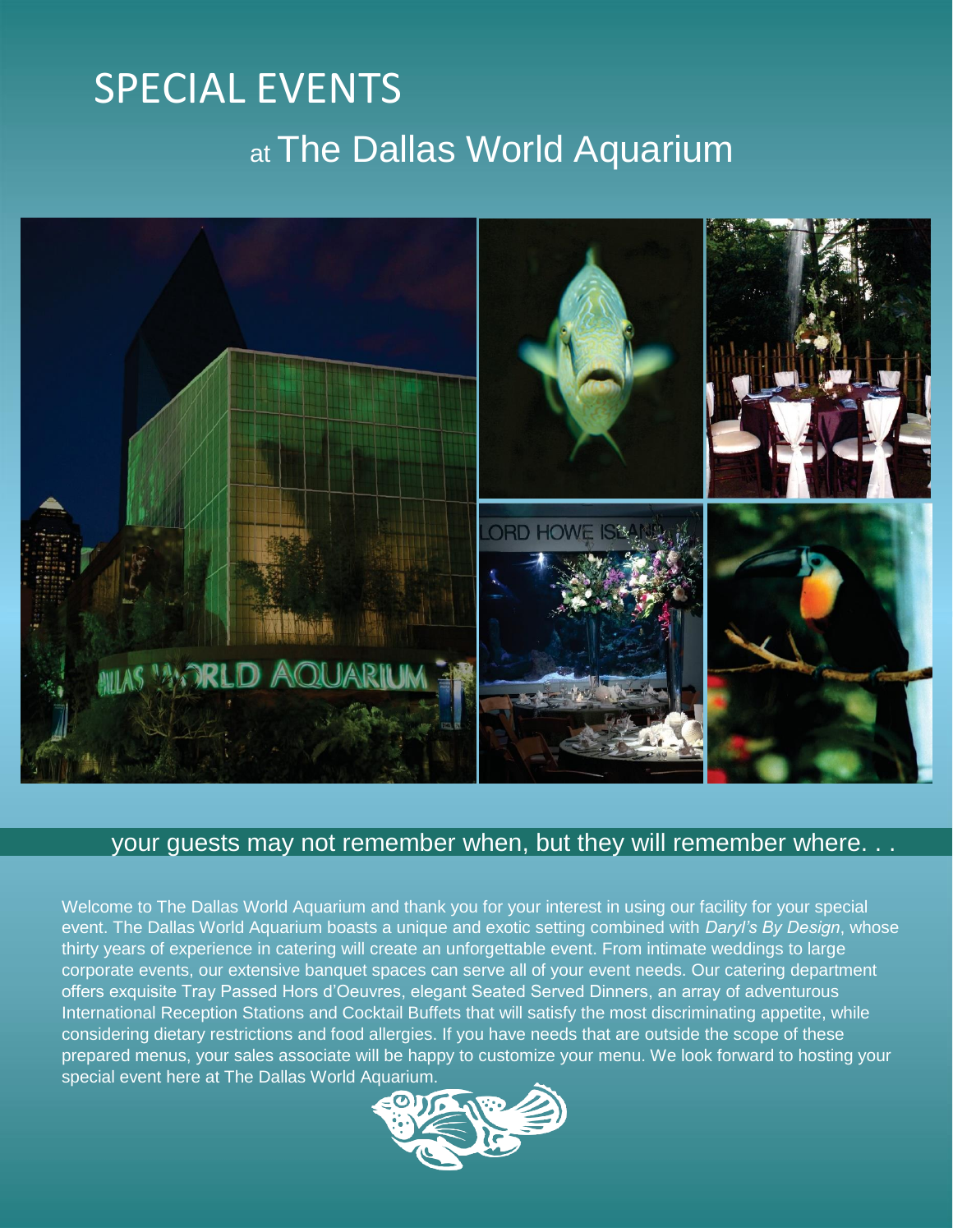# SPECIAL EVENTS

## at The Dallas World Aquarium

your guests may not remember when, but they will remember where. . .

Welcome to The Dallas World Aquarium and thank you for your interest in using our facility for your special event. The Dallas World Aquarium boasts a unique and exotic setting combined with *Daryl's By Design*, whose thirty years of experience in catering will create an unforgettable event. From intimate weddings to large corporate events, our extensive banquet spaces can serve all of your event needs. Our catering department offers exquisite Tray Passed Hors d'Oeuvres, elegant Seated Served Dinners, an array of adventurous International Reception Stations and Cocktail Buffets that will satisfy the most discriminating appetite, while considering dietary restrictions and food allergies. If you have needs that are outside the scope of these prepared menus, your sales associate will be happy to customize your menu. We look forward to hosting your special event here at The Dallas World Aquarium.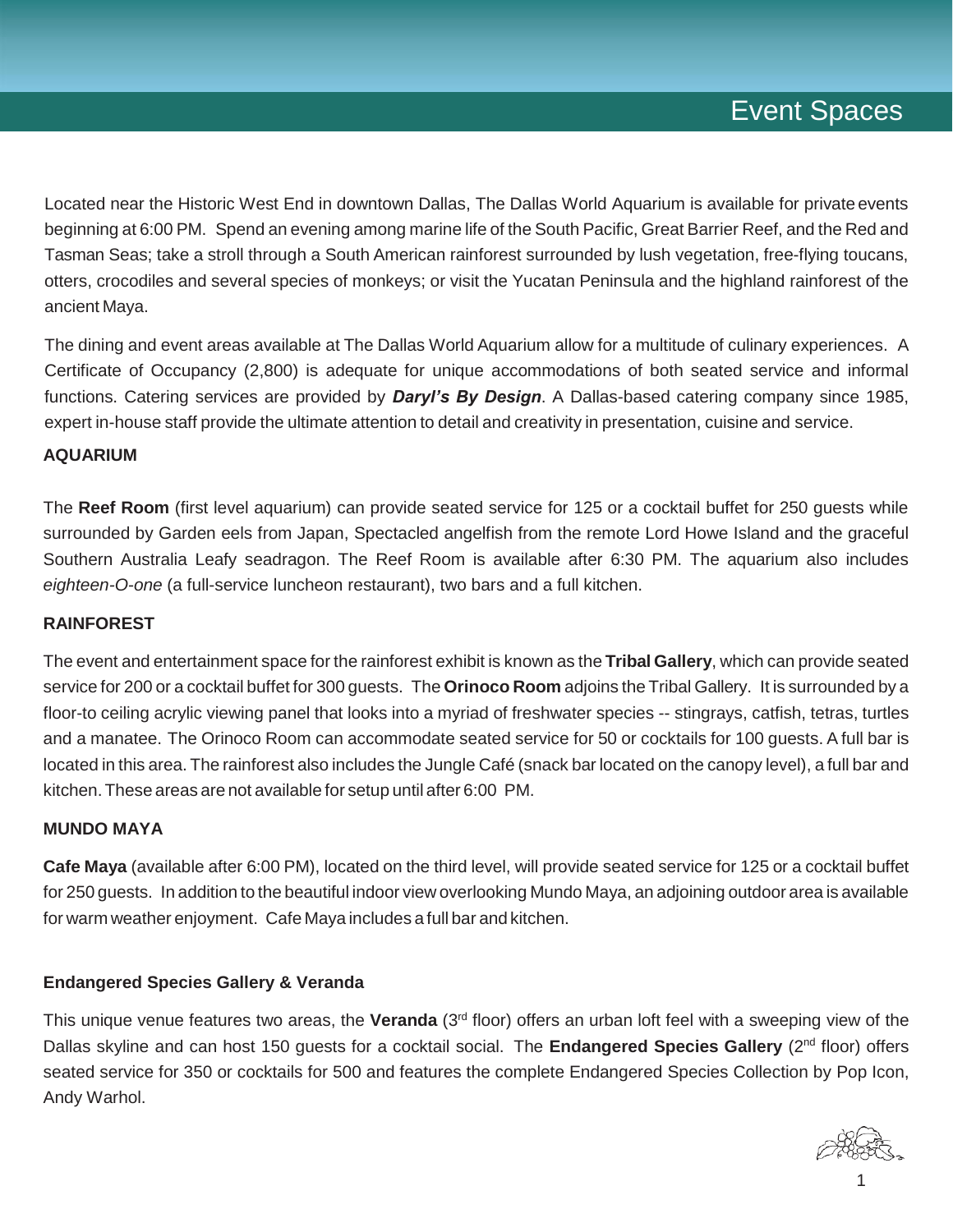# Event Spaces

Located near the Historic West End in downtown Dallas, The Dallas World Aquarium is available for private events beginning at 6:00 PM. Spend an evening among marine life of the South Pacific, Great Barrier Reef, and the Red and Tasman Seas; take a stroll through a South American rainforest surrounded by lush vegetation, free-flying toucans, otters, crocodiles and several species of monkeys; or visit the Yucatan Peninsula and the highland rainforest of the ancient Maya.

The dining and event areas available at The Dallas World Aquarium allow for a multitude of culinary experiences. A Certificate of Occupancy (2,800) is adequate for unique accommodations of both seated service and informal functions. Catering services are provided by ***Daryl's By Design***. A Dallas-based catering company since 1985, expert in-house staff provide the ultimate attention to detail and creativity in presentation, cuisine and service.

**AQUARIUM**

The **Reef Room** (first level aquarium) can provide seated service for 125 or a cocktail buffet for 250 guests while surrounded by Garden eels from Japan, Spectacled angelfish from the remote Lord Howe Island and the graceful Southern Australia Leafy seadragon. The Reef Room is available after 6:30 PM. The aquarium also includes *eighteen-O-one* (a full-service luncheon restaurant), two bars and a full kitchen.

**RAINFOREST**

The event and entertainment space for the rainforest exhibit is known as the **Tribal Gallery**, which can provide seated service for 200 or a cocktail buffet for 300 guests. The **Orinoco Room** adjoins the Tribal Gallery. It is surrounded by a floor-to ceiling acrylic viewing panel that looks into a myriad of freshwater species -- stingrays, catfish, tetras, turtles and a manatee. The Orinoco Room can accommodate seated service for 50 or cocktails for 100 guests. A full bar is located in this area. The rainforest also includes the Jungle Café (snack bar located on the canopy level), a full bar and kitchen. These areas are not available for setup until after 6:00 PM.

**MUNDO MAYA**

**Cafe Maya** (available after 6:00 PM), located on the third level, will provide seated service for 125 or a cocktail buffet for 250 guests. In addition to the beautiful indoor view overlooking Mundo Maya, an adjoining outdoor area is available for warm weather enjoyment. Cafe Maya includes a full bar and kitchen.

**Endangered Species Gallery & Veranda**

This unique venue features two areas, the **Veranda** (3rd floor) offers an urban loft feel with a sweeping view of the Dallas skyline and can host 150 guests for a cocktail social. The **Endangered Species Gallery** (2nd floor) offers seated service for 350 or cocktails for 500 and features the complete Endangered Species Collection by Pop Icon, Andy Warhol.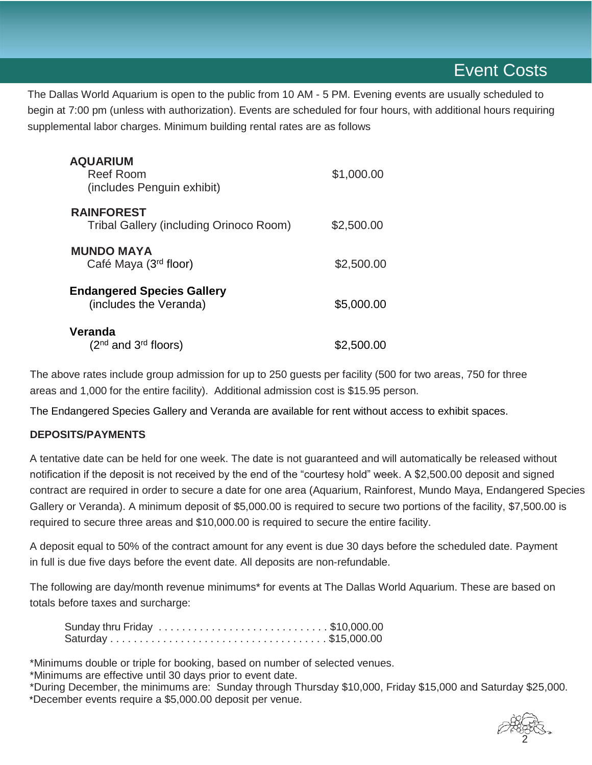## Event Costs

The Dallas World Aquarium is open to the public from 10 AM - 5 PM. Evening events are usually scheduled to begin at 7:00 pm (unless with authorization). Events are scheduled for four hours, with additional hours requiring supplemental labor charges. Minimum building rental rates are as follows

| Area | Rate |
|---|---|
| **AQUARIUM**<br>Reef Room<br>(includes Penguin exhibit) | $1,000.00 |
| **RAINFOREST**<br>Tribal Gallery (including Orinoco Room) | $2,500.00 |
| **MUNDO MAYA**<br>Café Maya (3rd floor) | $2,500.00 |
| **Endangered Species Gallery**<br>(includes the Veranda) | $5,000.00 |
| **Veranda**<br>(2nd and 3rd floors) | $2,500.00 |

The above rates include group admission for up to 250 guests per facility (500 for two areas, 750 for three areas and 1,000 for the entire facility). Additional admission cost is $15.95 person.

The Endangered Species Gallery and Veranda are available for rent without access to exhibit spaces.

**DEPOSITS/PAYMENTS**

A tentative date can be held for one week. The date is not guaranteed and will automatically be released without notification if the deposit is not received by the end of the "courtesy hold" week. A $2,500.00 deposit and signed contract are required in order to secure a date for one area (Aquarium, Rainforest, Mundo Maya, Endangered Species Gallery or Veranda). A minimum deposit of $5,000.00 is required to secure two portions of the facility, $7,500.00 is required to secure three areas and $10,000.00 is required to secure the entire facility.

A deposit equal to 50% of the contract amount for any event is due 30 days before the scheduled date. Payment in full is due five days before the event date. All deposits are non-refundable.

The following are day/month revenue minimums* for events at The Dallas World Aquarium. These are based on totals before taxes and surcharge:

Sunday thru Friday . . . . . . . . . . . . . . . . . . . . . . . . . . . . . $10,000.00
Saturday . . . . . . . . . . . . . . . . . . . . . . . . . . . . . . . . . . . . $15,000.00

*Minimums double or triple for booking, based on number of selected venues.
*Minimums are effective until 30 days prior to event date.
*During December, the minimums are: Sunday through Thursday $10,000, Friday $15,000 and Saturday $25,000.
*December events require a $5,000.00 deposit per venue.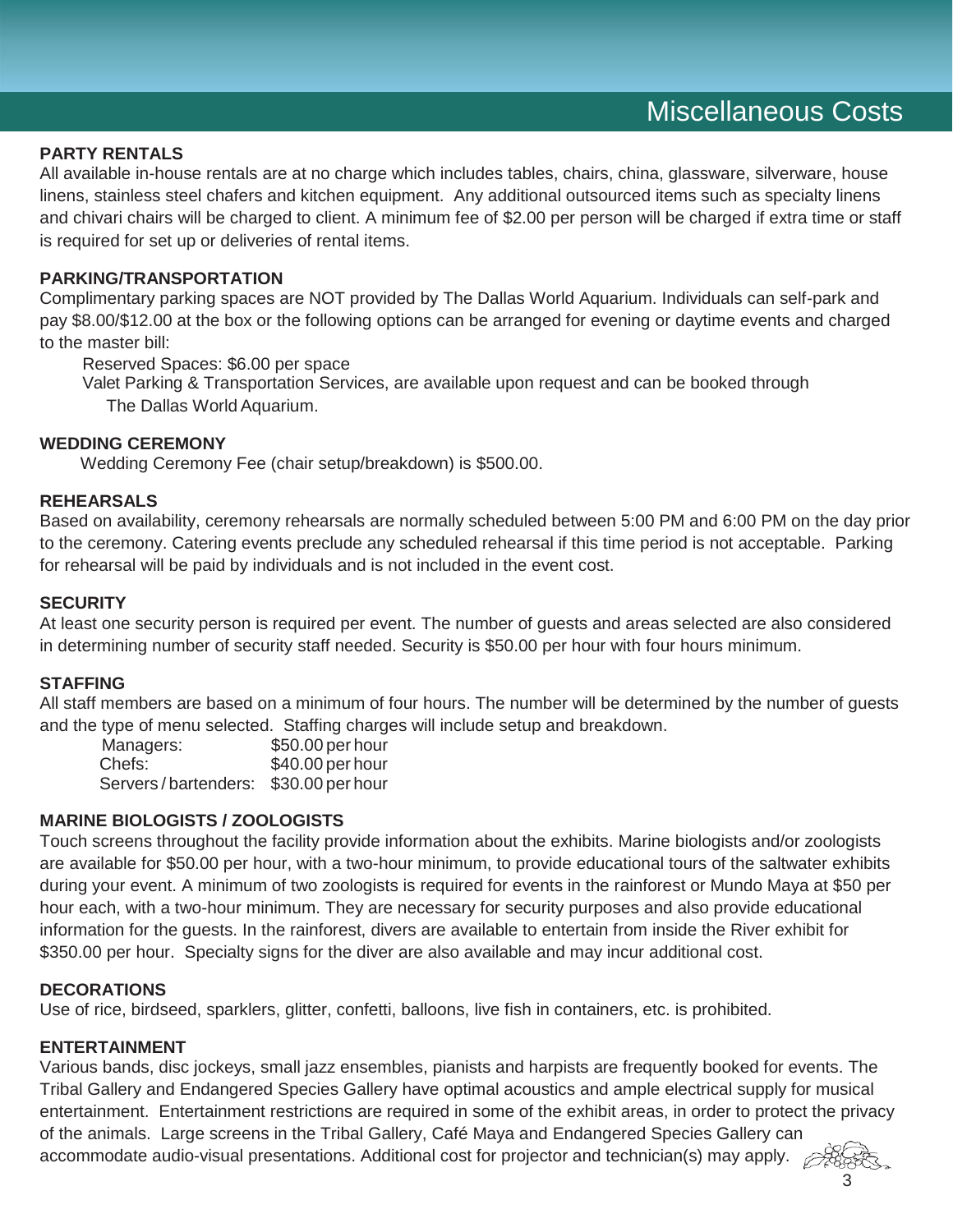# Miscellaneous Costs

**PARTY RENTALS**

All available in-house rentals are at no charge which includes tables, chairs, china, glassware, silverware, house linens, stainless steel chafers and kitchen equipment. Any additional outsourced items such as specialty linens and chivari chairs will be charged to client. A minimum fee of $2.00 per person will be charged if extra time or staff is required for set up or deliveries of rental items.

**PARKING/TRANSPORTATION**

Complimentary parking spaces are NOT provided by The Dallas World Aquarium. Individuals can self-park and pay $8.00/$12.00 at the box or the following options can be arranged for evening or daytime events and charged to the master bill:

Reserved Spaces: $6.00 per space

Valet Parking & Transportation Services, are available upon request and can be booked through The Dallas World Aquarium.

**WEDDING CEREMONY**

Wedding Ceremony Fee (chair setup/breakdown) is $500.00.

**REHEARSALS**

Based on availability, ceremony rehearsals are normally scheduled between 5:00 PM and 6:00 PM on the day prior to the ceremony. Catering events preclude any scheduled rehearsal if this time period is not acceptable. Parking for rehearsal will be paid by individuals and is not included in the event cost.

**SECURITY**

At least one security person is required per event. The number of guests and areas selected are also considered in determining number of security staff needed. Security is $50.00 per hour with four hours minimum.

**STAFFING**

All staff members are based on a minimum of four hours. The number will be determined by the number of guests and the type of menu selected. Staffing charges will include setup and breakdown.

| | |
|---|---|
| Managers: | $50.00 per hour |
| Chefs: | $40.00 per hour |
| Servers / bartenders: | $30.00 per hour |

**MARINE BIOLOGISTS / ZOOLOGISTS**

Touch screens throughout the facility provide information about the exhibits. Marine biologists and/or zoologists are available for $50.00 per hour, with a two-hour minimum, to provide educational tours of the saltwater exhibits during your event. A minimum of two zoologists is required for events in the rainforest or Mundo Maya at $50 per hour each, with a two-hour minimum. They are necessary for security purposes and also provide educational information for the guests. In the rainforest, divers are available to entertain from inside the River exhibit for $350.00 per hour. Specialty signs for the diver are also available and may incur additional cost.

**DECORATIONS**

Use of rice, birdseed, sparklers, glitter, confetti, balloons, live fish in containers, etc. is prohibited.

**ENTERTAINMENT**

Various bands, disc jockeys, small jazz ensembles, pianists and harpists are frequently booked for events. The Tribal Gallery and Endangered Species Gallery have optimal acoustics and ample electrical supply for musical entertainment. Entertainment restrictions are required in some of the exhibit areas, in order to protect the privacy of the animals. Large screens in the Tribal Gallery, Café Maya and Endangered Species Gallery can accommodate audio-visual presentations. Additional cost for projector and technician(s) may apply.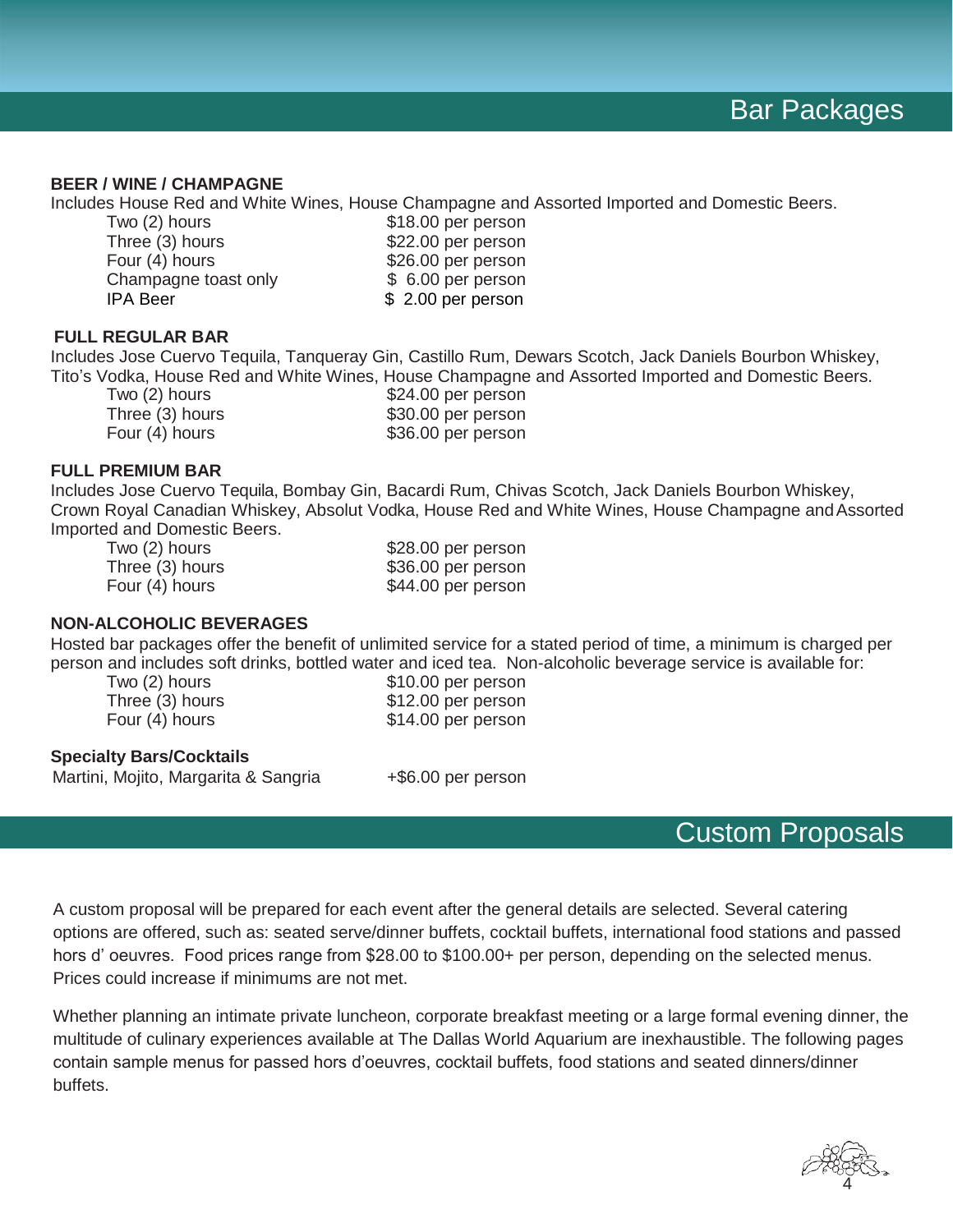# Bar Packages

**BEER / WINE / CHAMPAGNE**

Includes House Red and White Wines, House Champagne and Assorted Imported and Domestic Beers.

| | |
|---|---|
| Two (2) hours | $18.00 per person |
| Three (3) hours | $22.00 per person |
| Four (4) hours | $26.00 per person |
| Champagne toast only | $ 6.00 per person |
| IPA Beer | $ 2.00 per person |

**FULL REGULAR BAR**

Includes Jose Cuervo Tequila, Tanqueray Gin, Castillo Rum, Dewars Scotch, Jack Daniels Bourbon Whiskey, Tito's Vodka, House Red and White Wines, House Champagne and Assorted Imported and Domestic Beers.

| | |
|---|---|
| Two (2) hours | $24.00 per person |
| Three (3) hours | $30.00 per person |
| Four (4) hours | $36.00 per person |

**FULL PREMIUM BAR**

Includes Jose Cuervo Tequila, Bombay Gin, Bacardi Rum, Chivas Scotch, Jack Daniels Bourbon Whiskey, Crown Royal Canadian Whiskey, Absolut Vodka, House Red and White Wines, House Champagne and Assorted Imported and Domestic Beers.

| | |
|---|---|
| Two (2) hours | $28.00 per person |
| Three (3) hours | $36.00 per person |
| Four (4) hours | $44.00 per person |

**NON-ALCOHOLIC BEVERAGES**

Hosted bar packages offer the benefit of unlimited service for a stated period of time, a minimum is charged per person and includes soft drinks, bottled water and iced tea. Non-alcoholic beverage service is available for:

| | |
|---|---|
| Two (2) hours | $10.00 per person |
| Three (3) hours | $12.00 per person |
| Four (4) hours | $14.00 per person |

**Specialty Bars/Cocktails**

| | |
|---|---|
| Martini, Mojito, Margarita & Sangria | +$6.00 per person |

# Custom Proposals

A custom proposal will be prepared for each event after the general details are selected. Several catering options are offered, such as: seated serve/dinner buffets, cocktail buffets, international food stations and passed hors d' oeuvres. Food prices range from $28.00 to $100.00+ per person, depending on the selected menus. Prices could increase if minimums are not met.

Whether planning an intimate private luncheon, corporate breakfast meeting or a large formal evening dinner, the multitude of culinary experiences available at The Dallas World Aquarium are inexhaustible. The following pages contain sample menus for passed hors d'oeuvres, cocktail buffets, food stations and seated dinners/dinner buffets.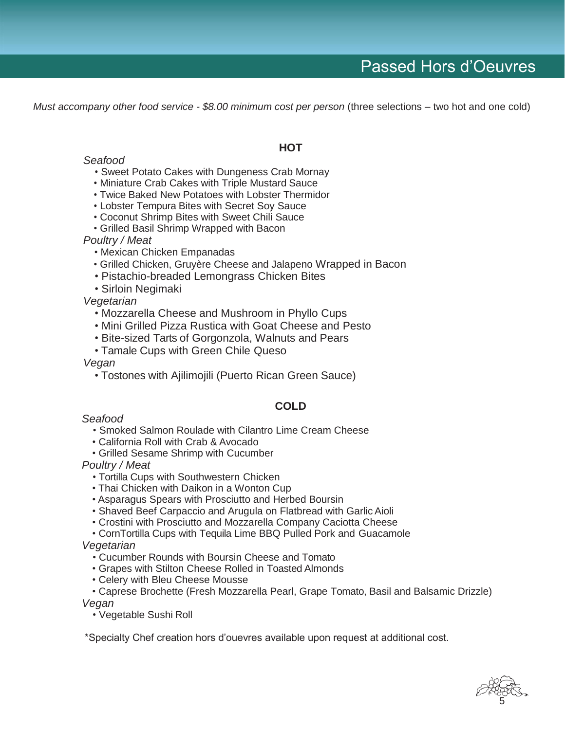# Passed Hors d'Oeuvres

*Must accompany other food service - $8.00 minimum cost per person* (three selections – two hot and one cold)

## HOT

*Seafood*

- Sweet Potato Cakes with Dungeness Crab Mornay
- Miniature Crab Cakes with Triple Mustard Sauce
- Twice Baked New Potatoes with Lobster Thermidor
- Lobster Tempura Bites with Secret Soy Sauce
- Coconut Shrimp Bites with Sweet Chili Sauce
- Grilled Basil Shrimp Wrapped with Bacon

*Poultry / Meat*

- Mexican Chicken Empanadas
- Grilled Chicken, Gruyère Cheese and Jalapeno Wrapped in Bacon
- Pistachio-breaded Lemongrass Chicken Bites
- Sirloin Negimaki

*Vegetarian*

- Mozzarella Cheese and Mushroom in Phyllo Cups
- Mini Grilled Pizza Rustica with Goat Cheese and Pesto
- Bite-sized Tarts of Gorgonzola, Walnuts and Pears
- Tamale Cups with Green Chile Queso

*Vegan*

- Tostones with Ajilimojili (Puerto Rican Green Sauce)

## COLD

*Seafood*

- Smoked Salmon Roulade with Cilantro Lime Cream Cheese
- California Roll with Crab & Avocado
- Grilled Sesame Shrimp with Cucumber

*Poultry / Meat*

- Tortilla Cups with Southwestern Chicken
- Thai Chicken with Daikon in a Wonton Cup
- Asparagus Spears with Prosciutto and Herbed Boursin
- Shaved Beef Carpaccio and Arugula on Flatbread with Garlic Aioli
- Crostini with Prosciutto and Mozzarella Company Caciotta Cheese
- CornTortilla Cups with Tequila Lime BBQ Pulled Pork and Guacamole

*Vegetarian*

- Cucumber Rounds with Boursin Cheese and Tomato
- Grapes with Stilton Cheese Rolled in Toasted Almonds
- Celery with Bleu Cheese Mousse
- Caprese Brochette (Fresh Mozzarella Pearl, Grape Tomato, Basil and Balsamic Drizzle)

*Vegan*

- Vegetable Sushi Roll

*Specialty Chef creation hors d'ouevres available upon request at additional cost.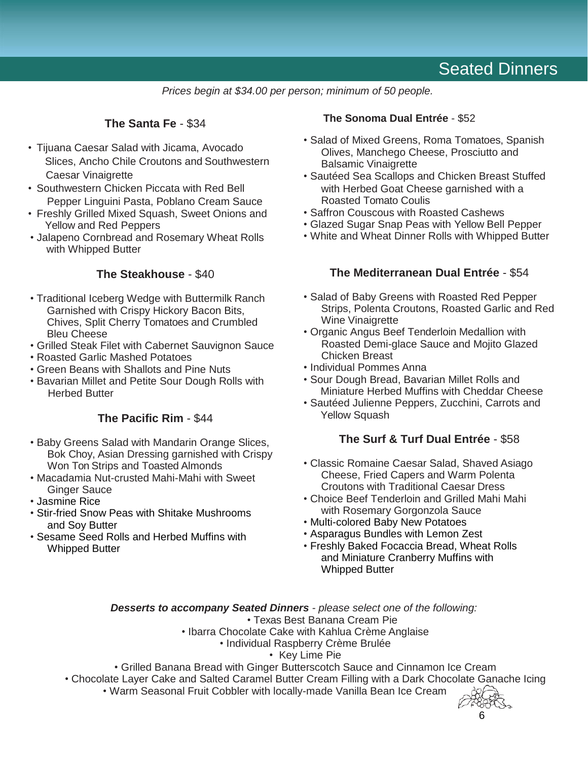# Seated Dinners

*Prices begin at $34.00 per person; minimum of 50 people.*

### **The Santa Fe** - $34

- Tijuana Caesar Salad with Jicama, Avocado Slices, Ancho Chile Croutons and Southwestern Caesar Vinaigrette
- Southwestern Chicken Piccata with Red Bell Pepper Linguini Pasta, Poblano Cream Sauce
- Freshly Grilled Mixed Squash, Sweet Onions and Yellow and Red Peppers
- Jalapeno Cornbread and Rosemary Wheat Rolls with Whipped Butter

### **The Steakhouse** - $40

- Traditional Iceberg Wedge with Buttermilk Ranch Garnished with Crispy Hickory Bacon Bits, Chives, Split Cherry Tomatoes and Crumbled Bleu Cheese
- Grilled Steak Filet with Cabernet Sauvignon Sauce
- Roasted Garlic Mashed Potatoes
- Green Beans with Shallots and Pine Nuts
- Bavarian Millet and Petite Sour Dough Rolls with Herbed Butter

### **The Pacific Rim** - $44

- Baby Greens Salad with Mandarin Orange Slices, Bok Choy, Asian Dressing garnished with Crispy Won Ton Strips and Toasted Almonds
- Macadamia Nut-crusted Mahi-Mahi with Sweet Ginger Sauce
- Jasmine Rice
- Stir-fried Snow Peas with Shitake Mushrooms and Soy Butter
- Sesame Seed Rolls and Herbed Muffins with Whipped Butter

### **The Sonoma Dual Entrée** - $52

- Salad of Mixed Greens, Roma Tomatoes, Spanish Olives, Manchego Cheese, Prosciutto and Balsamic Vinaigrette
- Sautéed Sea Scallops and Chicken Breast Stuffed with Herbed Goat Cheese garnished with a Roasted Tomato Coulis
- Saffron Couscous with Roasted Cashews
- Glazed Sugar Snap Peas with Yellow Bell Pepper
- White and Wheat Dinner Rolls with Whipped Butter

### **The Mediterranean Dual Entrée** - $54

- Salad of Baby Greens with Roasted Red Pepper Strips, Polenta Croutons, Roasted Garlic and Red Wine Vinaigrette
- Organic Angus Beef Tenderloin Medallion with Roasted Demi-glace Sauce and Mojito Glazed Chicken Breast
- Individual Pommes Anna
- Sour Dough Bread, Bavarian Millet Rolls and Miniature Herbed Muffins with Cheddar Cheese
- Sautéed Julienne Peppers, Zucchini, Carrots and Yellow Squash

### **The Surf & Turf Dual Entrée** - $58

- Classic Romaine Caesar Salad, Shaved Asiago Cheese, Fried Capers and Warm Polenta Croutons with Traditional Caesar Dress
- Choice Beef Tenderloin and Grilled Mahi Mahi with Rosemary Gorgonzola Sauce
- Multi-colored Baby New Potatoes
- Asparagus Bundles with Lemon Zest
- Freshly Baked Focaccia Bread, Wheat Rolls and Miniature Cranberry Muffins with Whipped Butter

***Desserts to accompany Seated Dinners** - please select one of the following:*

- Texas Best Banana Cream Pie
- Ibarra Chocolate Cake with Kahlua Crème Anglaise
- Individual Raspberry Crème Brulée
- Key Lime Pie
- Grilled Banana Bread with Ginger Butterscotch Sauce and Cinnamon Ice Cream
- Chocolate Layer Cake and Salted Caramel Butter Cream Filling with a Dark Chocolate Ganache Icing
- Warm Seasonal Fruit Cobbler with locally-made Vanilla Bean Ice Cream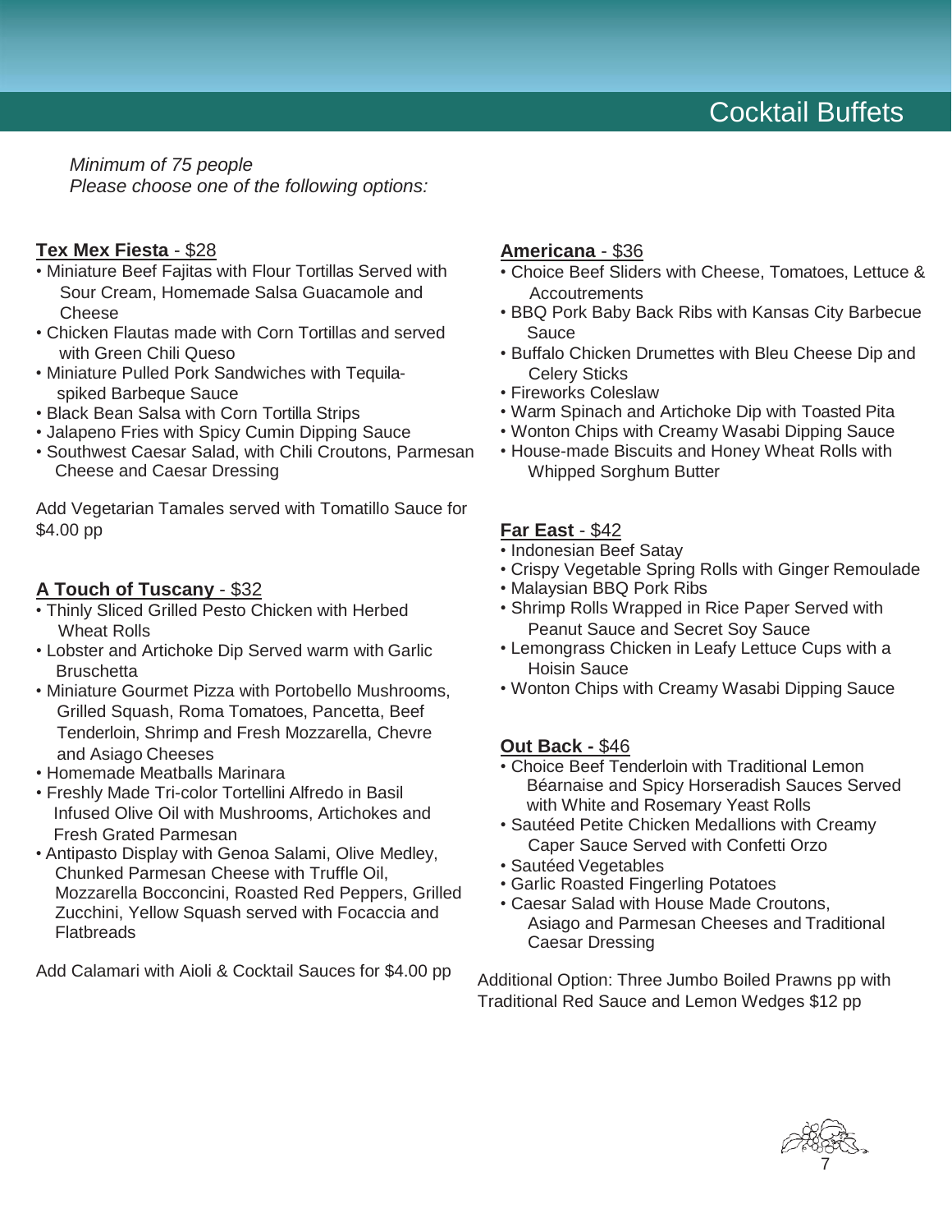# Cocktail Buffets

*Minimum of 75 people*
*Please choose one of the following options:*

## Tex Mex Fiesta - $28

- Miniature Beef Fajitas with Flour Tortillas Served with Sour Cream, Homemade Salsa Guacamole and Cheese
- Chicken Flautas made with Corn Tortillas and served with Green Chili Queso
- Miniature Pulled Pork Sandwiches with Tequila-spiked Barbeque Sauce
- Black Bean Salsa with Corn Tortilla Strips
- Jalapeno Fries with Spicy Cumin Dipping Sauce
- Southwest Caesar Salad, with Chili Croutons, Parmesan Cheese and Caesar Dressing

Add Vegetarian Tamales served with Tomatillo Sauce for $4.00 pp

## A Touch of Tuscany - $32

- Thinly Sliced Grilled Pesto Chicken with Herbed Wheat Rolls
- Lobster and Artichoke Dip Served warm with Garlic Bruschetta
- Miniature Gourmet Pizza with Portobello Mushrooms, Grilled Squash, Roma Tomatoes, Pancetta, Beef Tenderloin, Shrimp and Fresh Mozzarella, Chevre and Asiago Cheeses
- Homemade Meatballs Marinara
- Freshly Made Tri-color Tortellini Alfredo in Basil Infused Olive Oil with Mushrooms, Artichokes and Fresh Grated Parmesan
- Antipasto Display with Genoa Salami, Olive Medley, Chunked Parmesan Cheese with Truffle Oil, Mozzarella Bocconcini, Roasted Red Peppers, Grilled Zucchini, Yellow Squash served with Focaccia and Flatbreads

Add Calamari with Aioli & Cocktail Sauces for $4.00 pp

## Americana - $36

- Choice Beef Sliders with Cheese, Tomatoes, Lettuce & Accoutrements
- BBQ Pork Baby Back Ribs with Kansas City Barbecue Sauce
- Buffalo Chicken Drumettes with Bleu Cheese Dip and Celery Sticks
- Fireworks Coleslaw
- Warm Spinach and Artichoke Dip with Toasted Pita
- Wonton Chips with Creamy Wasabi Dipping Sauce
- House-made Biscuits and Honey Wheat Rolls with Whipped Sorghum Butter

## Far East - $42

- Indonesian Beef Satay
- Crispy Vegetable Spring Rolls with Ginger Remoulade
- Malaysian BBQ Pork Ribs
- Shrimp Rolls Wrapped in Rice Paper Served with Peanut Sauce and Secret Soy Sauce
- Lemongrass Chicken in Leafy Lettuce Cups with a Hoisin Sauce
- Wonton Chips with Creamy Wasabi Dipping Sauce

## Out Back - $46

- Choice Beef Tenderloin with Traditional Lemon Béarnaise and Spicy Horseradish Sauces Served with White and Rosemary Yeast Rolls
- Sautéed Petite Chicken Medallions with Creamy Caper Sauce Served with Confetti Orzo
- Sautéed Vegetables
- Garlic Roasted Fingerling Potatoes
- Caesar Salad with House Made Croutons, Asiago and Parmesan Cheeses and Traditional Caesar Dressing

Additional Option: Three Jumbo Boiled Prawns pp with Traditional Red Sauce and Lemon Wedges $12 pp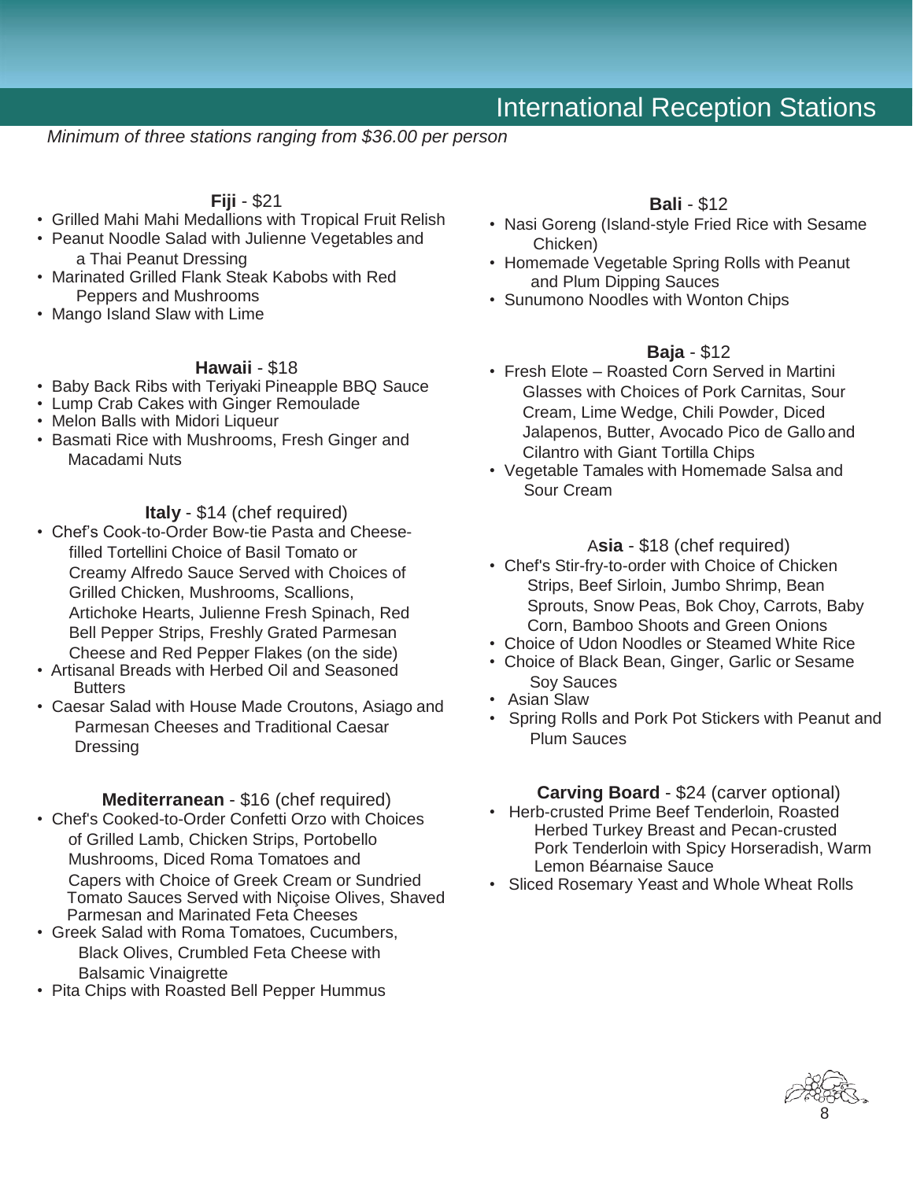# International Reception Stations

*Minimum of three stations ranging from $36.00 per person*

**Fiji** - $21

- Grilled Mahi Mahi Medallions with Tropical Fruit Relish
- Peanut Noodle Salad with Julienne Vegetables and a Thai Peanut Dressing
- Marinated Grilled Flank Steak Kabobs with Red Peppers and Mushrooms
- Mango Island Slaw with Lime

**Hawaii** - $18

- Baby Back Ribs with Teriyaki Pineapple BBQ Sauce
- Lump Crab Cakes with Ginger Remoulade
- Melon Balls with Midori Liqueur
- Basmati Rice with Mushrooms, Fresh Ginger and Macadami Nuts

**Italy** - $14 (chef required)

- Chef's Cook-to-Order Bow-tie Pasta and Cheese-filled Tortellini Choice of Basil Tomato or Creamy Alfredo Sauce Served with Choices of Grilled Chicken, Mushrooms, Scallions, Artichoke Hearts, Julienne Fresh Spinach, Red Bell Pepper Strips, Freshly Grated Parmesan Cheese and Red Pepper Flakes (on the side)
- Artisanal Breads with Herbed Oil and Seasoned Butters
- Caesar Salad with House Made Croutons, Asiago and Parmesan Cheeses and Traditional Caesar Dressing

**Mediterranean** - $16 (chef required)

- Chef's Cooked-to-Order Confetti Orzo with Choices of Grilled Lamb, Chicken Strips, Portobello Mushrooms, Diced Roma Tomatoes and Capers with Choice of Greek Cream or Sundried Tomato Sauces Served with Niçoise Olives, Shaved Parmesan and Marinated Feta Cheeses
- Greek Salad with Roma Tomatoes, Cucumbers, Black Olives, Crumbled Feta Cheese with Balsamic Vinaigrette
- Pita Chips with Roasted Bell Pepper Hummus

**Bali** - $12

- Nasi Goreng (Island-style Fried Rice with Sesame Chicken)
- Homemade Vegetable Spring Rolls with Peanut and Plum Dipping Sauces
- Sunumono Noodles with Wonton Chips

**Baja** - $12

- Fresh Elote – Roasted Corn Served in Martini Glasses with Choices of Pork Carnitas, Sour Cream, Lime Wedge, Chili Powder, Diced Jalapenos, Butter, Avocado Pico de Gallo and Cilantro with Giant Tortilla Chips
- Vegetable Tamales with Homemade Salsa and Sour Cream

**Asia** - $18 (chef required)

- Chef's Stir-fry-to-order with Choice of Chicken Strips, Beef Sirloin, Jumbo Shrimp, Bean Sprouts, Snow Peas, Bok Choy, Carrots, Baby Corn, Bamboo Shoots and Green Onions
- Choice of Udon Noodles or Steamed White Rice
- Choice of Black Bean, Ginger, Garlic or Sesame Soy Sauces
- Asian Slaw
- Spring Rolls and Pork Pot Stickers with Peanut and Plum Sauces

**Carving Board** - $24 (carver optional)

- Herb-crusted Prime Beef Tenderloin, Roasted Herbed Turkey Breast and Pecan-crusted Pork Tenderloin with Spicy Horseradish, Warm Lemon Béarnaise Sauce
- Sliced Rosemary Yeast and Whole Wheat Rolls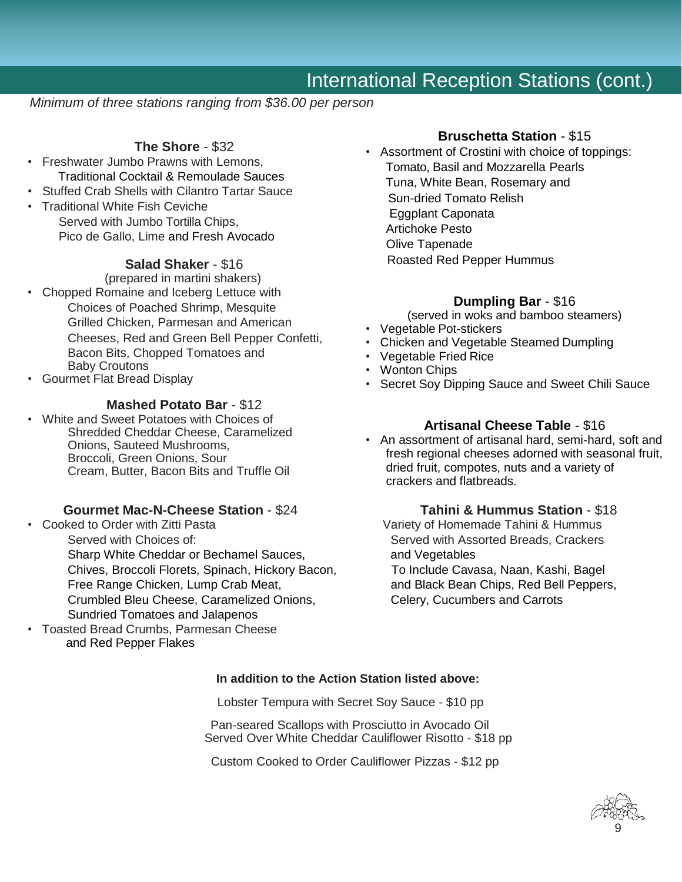# International Reception Stations (cont.)

*Minimum of three stations ranging from $36.00 per person*

### The Shore - $32

- Freshwater Jumbo Prawns with Lemons, Traditional Cocktail & Remoulade Sauces
- Stuffed Crab Shells with Cilantro Tartar Sauce
- Traditional White Fish Ceviche
  Served with Jumbo Tortilla Chips, Pico de Gallo, Lime and Fresh Avocado

### Salad Shaker - $16

(prepared in martini shakers)

- Chopped Romaine and Iceberg Lettuce with Choices of Poached Shrimp, Mesquite Grilled Chicken, Parmesan and American Cheeses, Red and Green Bell Pepper Confetti, Bacon Bits, Chopped Tomatoes and Baby Croutons
- Gourmet Flat Bread Display

### Mashed Potato Bar - $12

- White and Sweet Potatoes with Choices of Shredded Cheddar Cheese, Caramelized Onions, Sauteed Mushrooms, Broccoli, Green Onions, Sour Cream, Butter, Bacon Bits and Truffle Oil

### Gourmet Mac-N-Cheese Station - $24

- Cooked to Order with Zitti Pasta
  Served with Choices of:
  Sharp White Cheddar or Bechamel Sauces, Chives, Broccoli Florets, Spinach, Hickory Bacon, Free Range Chicken, Lump Crab Meat, Crumbled Bleu Cheese, Caramelized Onions, Sundried Tomatoes and Jalapenos
- Toasted Bread Crumbs, Parmesan Cheese and Red Pepper Flakes

### Bruschetta Station - $15

- Assortment of Crostini with choice of toppings:
  Tomato, Basil and Mozzarella Pearls
  Tuna, White Bean, Rosemary and Sun-dried Tomato Relish
  Eggplant Caponata
  Artichoke Pesto
  Olive Tapenade
  Roasted Red Pepper Hummus

### Dumpling Bar - $16

(served in woks and bamboo steamers)

- Vegetable Pot-stickers
- Chicken and Vegetable Steamed Dumpling
- Vegetable Fried Rice
- Wonton Chips
- Secret Soy Dipping Sauce and Sweet Chili Sauce

### Artisanal Cheese Table - $16

- An assortment of artisanal hard, semi-hard, soft and fresh regional cheeses adorned with seasonal fruit, dried fruit, compotes, nuts and a variety of crackers and flatbreads.

### Tahini & Hummus Station - $18

Variety of Homemade Tahini & Hummus
Served with Assorted Breads, Crackers and Vegetables
To Include Cavasa, Naan, Kashi, Bagel and Black Bean Chips, Red Bell Peppers, Celery, Cucumbers and Carrots

**In addition to the Action Station listed above:**

Lobster Tempura with Secret Soy Sauce - $10 pp

Pan-seared Scallops with Prosciutto in Avocado Oil
Served Over White Cheddar Cauliflower Risotto - $18 pp

Custom Cooked to Order Cauliflower Pizzas - $12 pp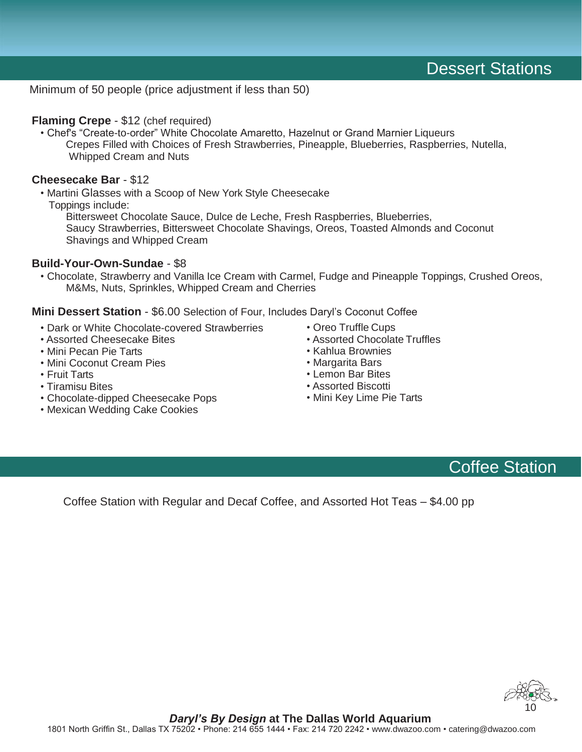## Dessert Stations

Minimum of 50 people (price adjustment if less than 50)

**Flaming Crepe** - $12 (chef required)

- Chef's "Create-to-order" White Chocolate Amaretto, Hazelnut or Grand Marnier Liqueurs Crepes Filled with Choices of Fresh Strawberries, Pineapple, Blueberries, Raspberries, Nutella, Whipped Cream and Nuts

**Cheesecake Bar** - $12

- Martini Glasses with a Scoop of New York Style Cheesecake
  Toppings include:
  Bittersweet Chocolate Sauce, Dulce de Leche, Fresh Raspberries, Blueberries, Saucy Strawberries, Bittersweet Chocolate Shavings, Oreos, Toasted Almonds and Coconut Shavings and Whipped Cream

**Build-Your-Own-Sundae** - $8

- Chocolate, Strawberry and Vanilla Ice Cream with Carmel, Fudge and Pineapple Toppings, Crushed Oreos, M&Ms, Nuts, Sprinkles, Whipped Cream and Cherries

**Mini Dessert Station** - $6.00 Selection of Four, Includes Daryl's Coconut Coffee

- Dark or White Chocolate-covered Strawberries
- Assorted Cheesecake Bites
- Mini Pecan Pie Tarts
- Mini Coconut Cream Pies
- Fruit Tarts
- Tiramisu Bites
- Chocolate-dipped Cheesecake Pops
- Mexican Wedding Cake Cookies
- Oreo Truffle Cups
- Assorted Chocolate Truffles
- Kahlua Brownies
- Margarita Bars
- Lemon Bar Bites
- Assorted Biscotti
- Mini Key Lime Pie Tarts

## Coffee Station

Coffee Station with Regular and Decaf Coffee, and Assorted Hot Teas – $4.00 pp